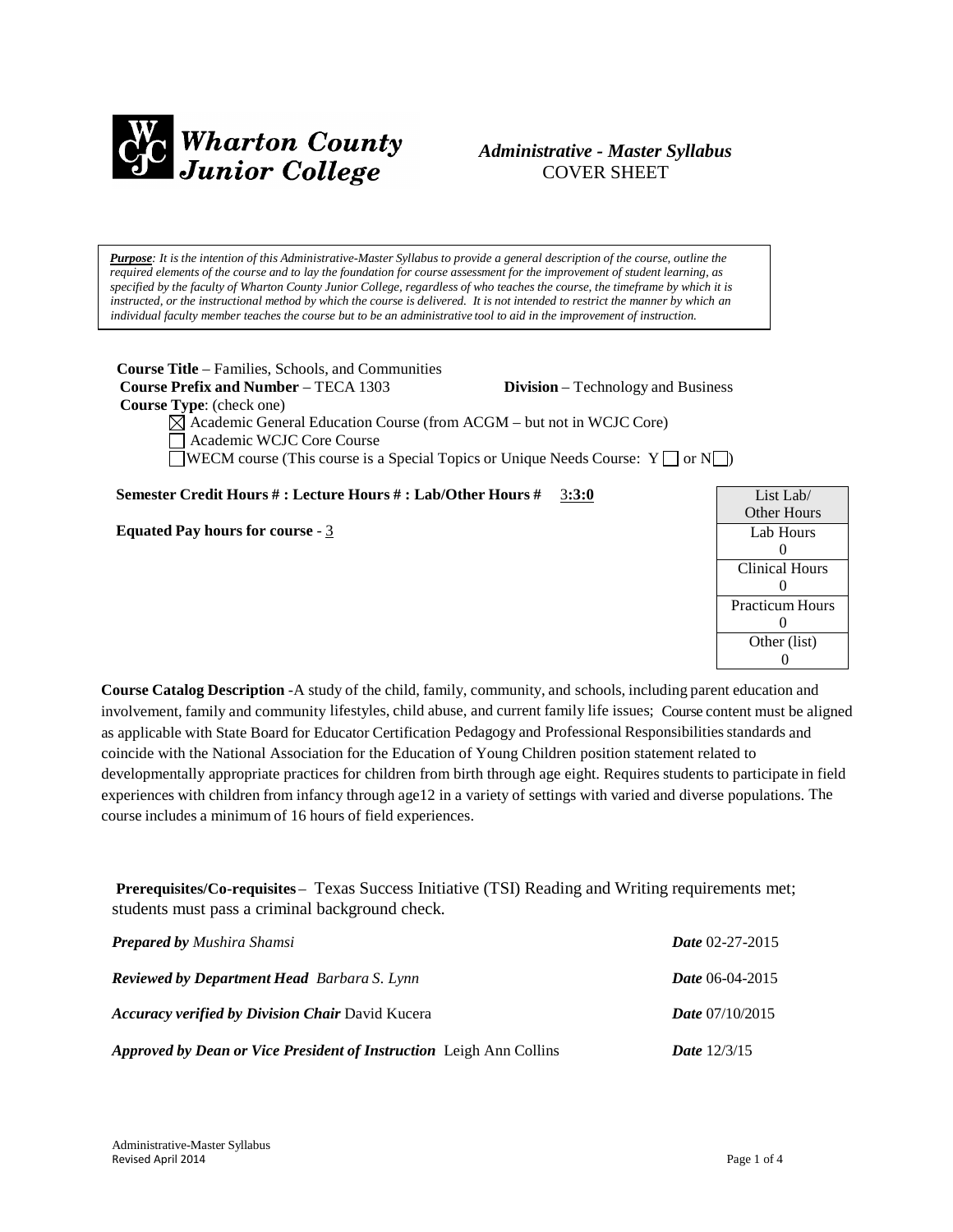Wharton County Junior College

*Administrative - Master Syllabus*
COVER SHEET

***Purpose**: It is the intention of this Administrative-Master Syllabus to provide a general description of the course, outline the required elements of the course and to lay the foundation for course assessment for the improvement of student learning, as specified by the faculty of Wharton County Junior College, regardless of who teaches the course, the timeframe by which it is instructed, or the instructional method by which the course is delivered. It is not intended to restrict the manner by which an individual faculty member teaches the course but to be an administrative tool to aid in the improvement of instruction.*

**Course Title** – Families, Schools, and Communities
**Course Prefix and Number** – TECA 1303 **Division** – Technology and Business
**Course Type**: (check one)

- ☒ Academic General Education Course (from ACGM – but not in WCJC Core)
- ☐ Academic WCJC Core Course
- ☐ WECM course (This course is a Special Topics or Unique Needs Course: Y ☐ or N ☐)

**Semester Credit Hours # : Lecture Hours # : Lab/Other Hours #** 3**:3:0**

**Equated Pay hours for course** - 3

| List Lab/ Other Hours |
|---|
| Lab Hours 0 |
| Clinical Hours 0 |
| Practicum Hours 0 |
| Other (list) 0 |

**Course Catalog Description** -A study of the child, family, community, and schools, including parent education and involvement, family and community lifestyles, child abuse, and current family life issues; Course content must be aligned as applicable with State Board for Educator Certification Pedagogy and Professional Responsibilities standards and coincide with the National Association for the Education of Young Children position statement related to developmentally appropriate practices for children from birth through age eight. Requires students to participate in field experiences with children from infancy through age12 in a variety of settings with varied and diverse populations. The course includes a minimum of 16 hours of field experiences.

**Prerequisites/Co-requisites** – Texas Success Initiative (TSI) Reading and Writing requirements met; students must pass a criminal background check.

***Prepared by** Mushira Shamsi* ***Date** 02-27-2015*

***Reviewed by Department Head** Barbara S. Lynn* ***Date** 06-04-2015*

***Accuracy verified by Division Chair*** David Kucera ***Date** 07/10/2015*

***Approved by Dean or Vice President of Instruction*** Leigh Ann Collins ***Date** 12/3/15*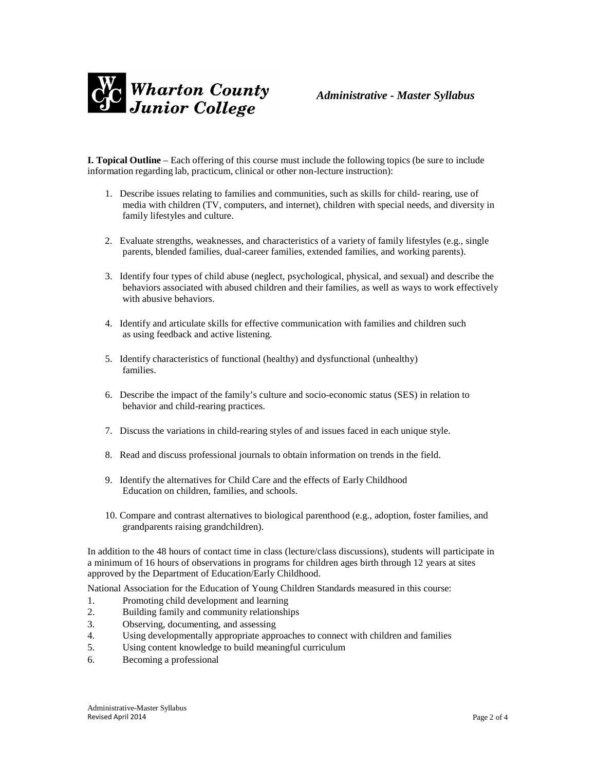**I. Topical Outline** – Each offering of this course must include the following topics (be sure to include information regarding lab, practicum, clinical or other non-lecture instruction):

1. Describe issues relating to families and communities, such as skills for child- rearing, use of media with children (TV, computers, and internet), children with special needs, and diversity in family lifestyles and culture.

2. Evaluate strengths, weaknesses, and characteristics of a variety of family lifestyles (e.g., single parents, blended families, dual-career families, extended families, and working parents).

3. Identify four types of child abuse (neglect, psychological, physical, and sexual) and describe the behaviors associated with abused children and their families, as well as ways to work effectively with abusive behaviors.

4. Identify and articulate skills for effective communication with families and children such as using feedback and active listening.

5. Identify characteristics of functional (healthy) and dysfunctional (unhealthy) families.

6. Describe the impact of the family's culture and socio-economic status (SES) in relation to behavior and child-rearing practices.

7. Discuss the variations in child-rearing styles of and issues faced in each unique style.

8. Read and discuss professional journals to obtain information on trends in the field.

9. Identify the alternatives for Child Care and the effects of Early Childhood Education on children, families, and schools.

10. Compare and contrast alternatives to biological parenthood (e.g., adoption, foster families, and grandparents raising grandchildren).

In addition to the 48 hours of contact time in class (lecture/class discussions), students will participate in a minimum of 16 hours of observations in programs for children ages birth through 12 years at sites approved by the Department of Education/Early Childhood.

National Association for the Education of Young Children Standards measured in this course:

1. Promoting child development and learning
2. Building family and community relationships
3. Observing, documenting, and assessing
4. Using developmentally appropriate approaches to connect with children and families
5. Using content knowledge to build meaningful curriculum
6. Becoming a professional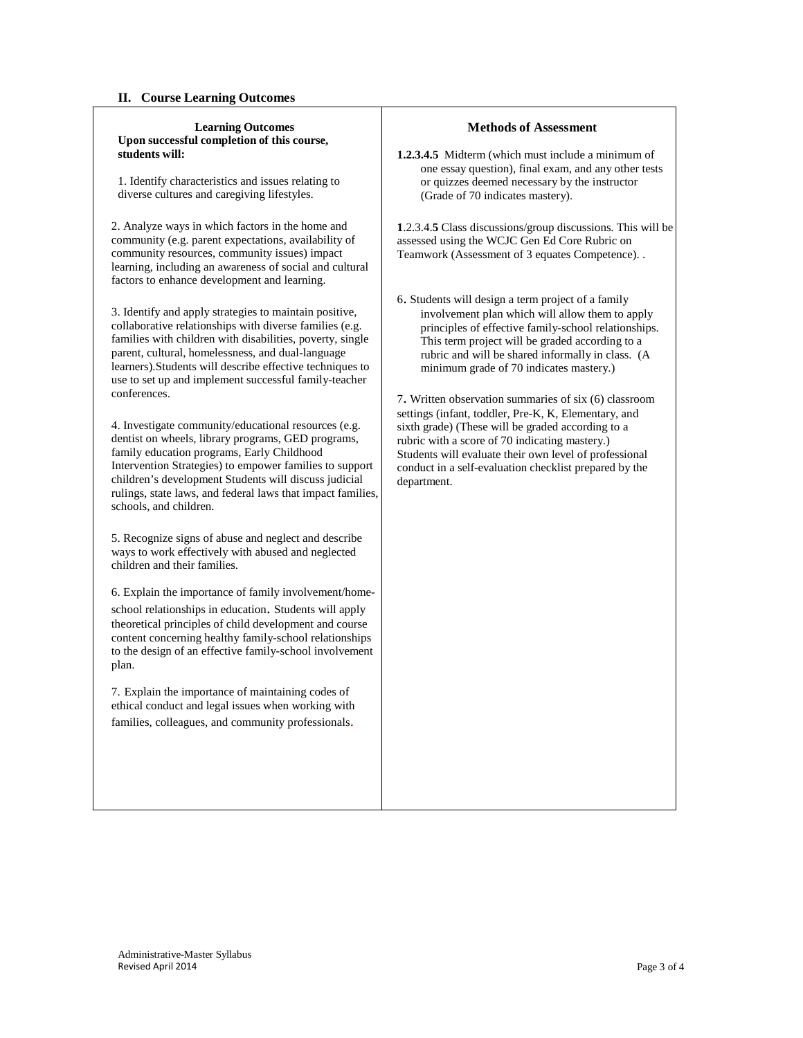## II. Course Learning Outcomes

| **Learning Outcomes**<br>**Upon successful completion of this course, students will:** | **Methods of Assessment** |
|---|---|
| 1. Identify characteristics and issues relating to diverse cultures and caregiving lifestyles.<br><br>2. Analyze ways in which factors in the home and community (e.g. parent expectations, availability of community resources, community issues) impact learning, including an awareness of social and cultural factors to enhance development and learning.<br><br>3. Identify and apply strategies to maintain positive, collaborative relationships with diverse families (e.g. families with children with disabilities, poverty, single parent, cultural, homelessness, and dual-language learners).Students will describe effective techniques to use to set up and implement successful family-teacher conferences.<br><br>4. Investigate community/educational resources (e.g. dentist on wheels, library programs, GED programs, family education programs, Early Childhood Intervention Strategies) to empower families to support children's development Students will discuss judicial rulings, state laws, and federal laws that impact families, schools, and children.<br><br>5. Recognize signs of abuse and neglect and describe ways to work effectively with abused and neglected children and their families.<br><br>6. Explain the importance of family involvement/home-school relationships in education. Students will apply theoretical principles of child development and course content concerning healthy family-school relationships to the design of an effective family-school involvement plan.<br><br>7. Explain the importance of maintaining codes of ethical conduct and legal issues when working with families, colleagues, and community professionals. | **1.2.3.4.5** Midterm (which must include a minimum of one essay question), final exam, and any other tests or quizzes deemed necessary by the instructor (Grade of 70 indicates mastery).<br><br>**1**.2.3.4.**5** Class discussions/group discussions. This will be assessed using the WCJC Gen Ed Core Rubric on Teamwork (Assessment of 3 equates Competence). .<br><br>6. Students will design a term project of a family involvement plan which will allow them to apply principles of effective family-school relationships. This term project will be graded according to a rubric and will be shared informally in class. (A minimum grade of 70 indicates mastery.)<br><br>7. Written observation summaries of six (6) classroom settings (infant, toddler, Pre-K, K, Elementary, and sixth grade) (These will be graded according to a rubric with a score of 70 indicating mastery.) Students will evaluate their own level of professional conduct in a self-evaluation checklist prepared by the department. |

Administrative-Master Syllabus
Revised April 2014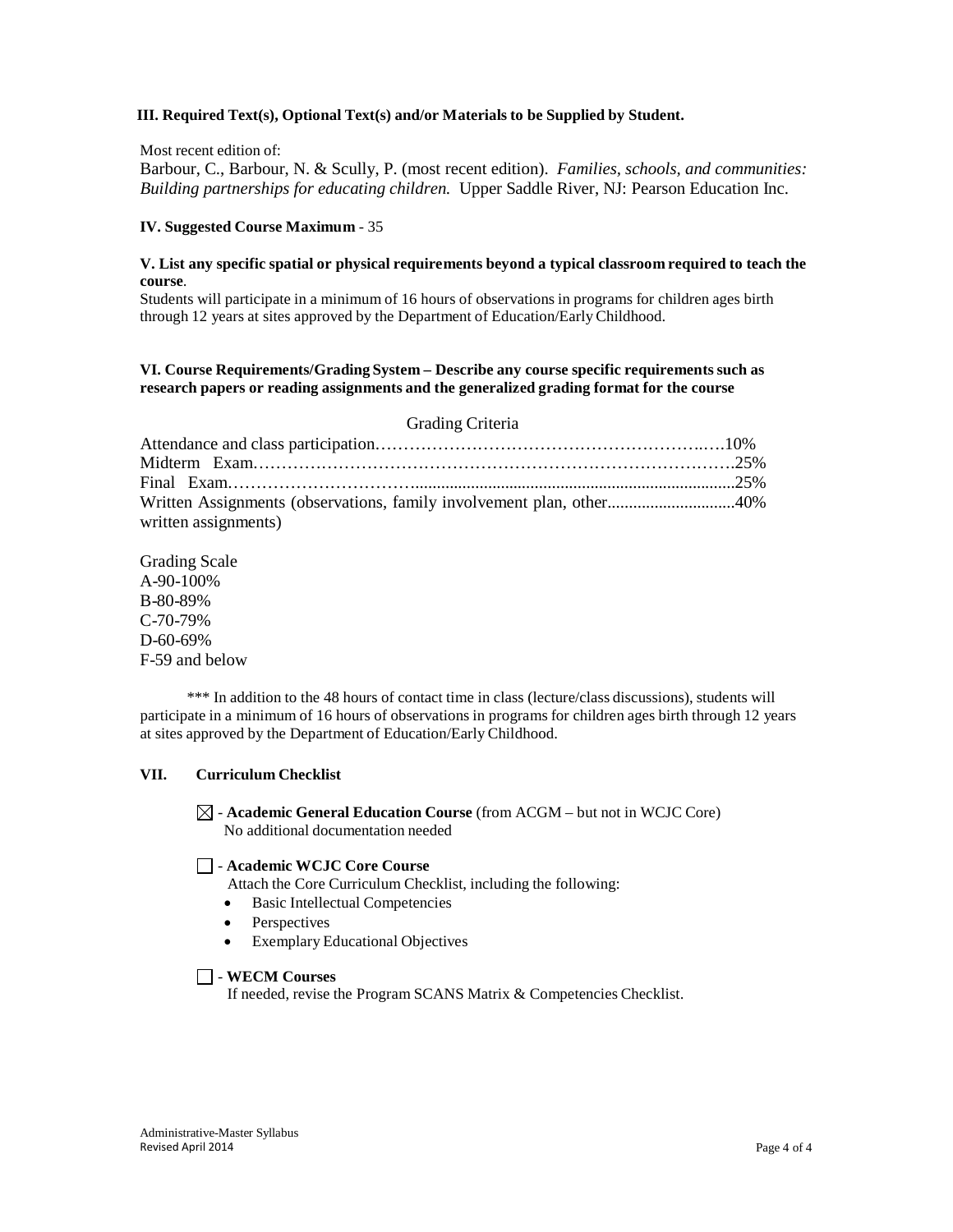**III. Required Text(s), Optional Text(s) and/or Materials to be Supplied by Student.**

Most recent edition of:

Barbour, C., Barbour, N. & Scully, P. (most recent edition). *Families, schools, and communities: Building partnerships for educating children.* Upper Saddle River, NJ: Pearson Education Inc.

**IV. Suggested Course Maximum** - 35

**V. List any specific spatial or physical requirements beyond a typical classroom required to teach the course**.

Students will participate in a minimum of 16 hours of observations in programs for children ages birth through 12 years at sites approved by the Department of Education/Early Childhood.

**VI. Course Requirements/Grading System – Describe any course specific requirements such as research papers or reading assignments and the generalized grading format for the course**

Grading Criteria

Attendance and class participation……………………………………………………..….10%
Midterm Exam……………………………………………………………………………….25%
Final Exam……………………………..........................................................................25%
Written Assignments (observations, family involvement plan, other.............................40%
written assignments)

Grading Scale
A-90-100%
B-80-89%
C-70-79%
D-60-69%
F-59 and below

\*\*\* In addition to the 48 hours of contact time in class (lecture/class discussions), students will participate in a minimum of 16 hours of observations in programs for children ages birth through 12 years at sites approved by the Department of Education/Early Childhood.

**VII. Curriculum Checklist**

☒ - **Academic General Education Course** (from ACGM – but not in WCJC Core)
No additional documentation needed

☐ - **Academic WCJC Core Course**
Attach the Core Curriculum Checklist, including the following:

- Basic Intellectual Competencies
- Perspectives
- Exemplary Educational Objectives

☐ - **WECM Courses**
If needed, revise the Program SCANS Matrix & Competencies Checklist.